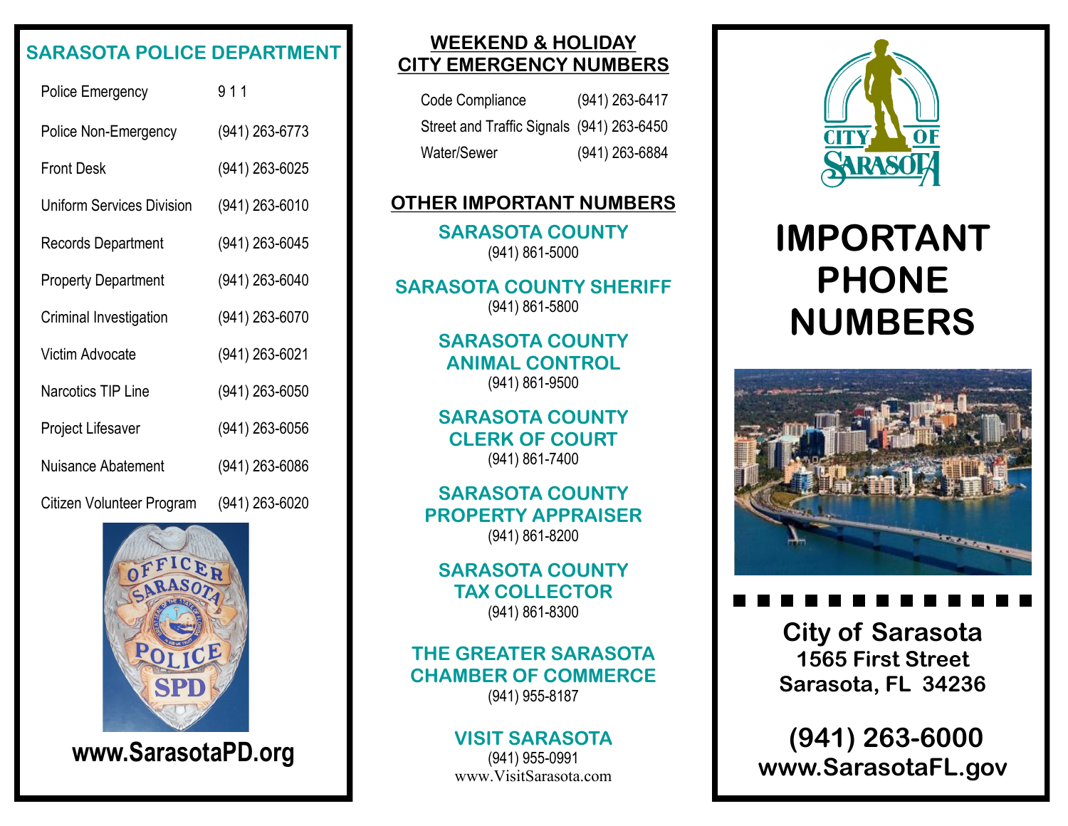## SARASOTA POLICE DEPARTMENT

| | |
|---|---|
| Police Emergency | 9 1 1 |
| Police Non-Emergency | (941) 263-6773 |
| Front Desk | (941) 263-6025 |
| Uniform Services Division | (941) 263-6010 |
| Records Department | (941) 263-6045 |
| Property Department | (941) 263-6040 |
| Criminal Investigation | (941) 263-6070 |
| Victim Advocate | (941) 263-6021 |
| Narcotics TIP Line | (941) 263-6050 |
| Project Lifesaver | (941) 263-6056 |
| Nuisance Abatement | (941) 263-6086 |
| Citizen Volunteer Program | (941) 263-6020 |

**www.SarasotaPD.org**

## WEEKEND & HOLIDAY CITY EMERGENCY NUMBERS

| | |
|---|---|
| Code Compliance | (941) 263-6417 |
| Street and Traffic Signals | (941) 263-6450 |
| Water/Sewer | (941) 263-6884 |

## OTHER IMPORTANT NUMBERS

**SARASOTA COUNTY**
(941) 861-5000

**SARASOTA COUNTY SHERIFF**
(941) 861-5800

**SARASOTA COUNTY ANIMAL CONTROL**
(941) 861-9500

**SARASOTA COUNTY CLERK OF COURT**
(941) 861-7400

**SARASOTA COUNTY PROPERTY APPRAISER**
(941) 861-8200

**SARASOTA COUNTY TAX COLLECTOR**
(941) 861-8300

**THE GREATER SARASOTA CHAMBER OF COMMERCE**
(941) 955-8187

**VISIT SARASOTA**
(941) 955-0991
www.VisitSarasota.com

# IMPORTANT PHONE NUMBERS

**City of Sarasota**
**1565 First Street**
**Sarasota, FL 34236**

**(941) 263-6000**
**www.SarasotaFL.gov**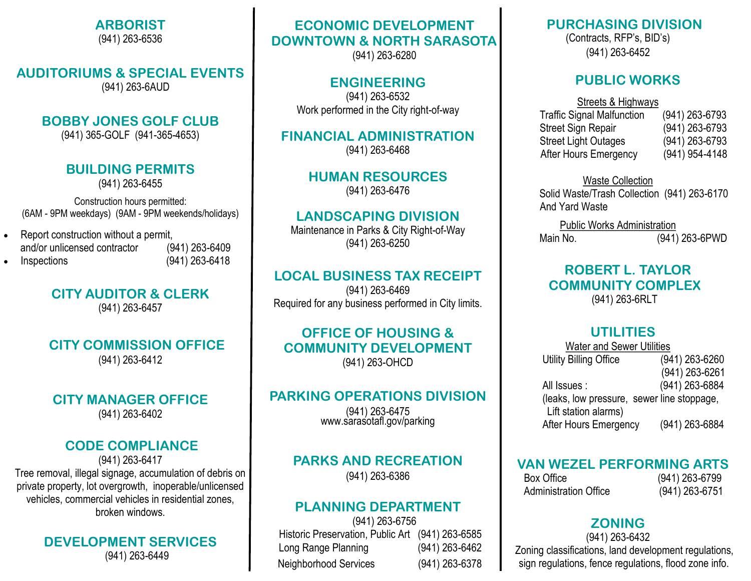## ARBORIST
(941) 263-6536

## AUDITORIUMS & SPECIAL EVENTS
(941) 263-6AUD

## BOBBY JONES GOLF CLUB
(941) 365-GOLF (941-365-4653)

## BUILDING PERMITS
(941) 263-6455

Construction hours permitted:
(6AM - 9PM weekdays) (9AM - 9PM weekends/holidays)

- Report construction without a permit, and/or unlicensed contractor (941) 263-6409
- Inspections (941) 263-6418

## CITY AUDITOR & CLERK
(941) 263-6457

## CITY COMMISSION OFFICE
(941) 263-6412

## CITY MANAGER OFFICE
(941) 263-6402

## CODE COMPLIANCE
(941) 263-6417

Tree removal, illegal signage, accumulation of debris on private property, lot overgrowth, inoperable/unlicensed vehicles, commercial vehicles in residential zones, broken windows.

## DEVELOPMENT SERVICES
(941) 263-6449

## ECONOMIC DEVELOPMENT DOWNTOWN & NORTH SARASOTA
(941) 263-6280

## ENGINEERING
(941) 263-6532

Work performed in the City right-of-way

## FINANCIAL ADMINISTRATION
(941) 263-6468

## HUMAN RESOURCES
(941) 263-6476

## LANDSCAPING DIVISION
Maintenance in Parks & City Right-of-Way
(941) 263-6250

## LOCAL BUSINESS TAX RECEIPT
(941) 263-6469

Required for any business performed in City limits.

## OFFICE OF HOUSING & COMMUNITY DEVELOPMENT
(941) 263-OHCD

## PARKING OPERATIONS DIVISION
(941) 263-6475
www.sarasotafl.gov/parking

## PARKS AND RECREATION
(941) 263-6386

## PLANNING DEPARTMENT
(941) 263-6756

| | |
|---|---|
| Historic Preservation, Public Art | (941) 263-6585 |
| Long Range Planning | (941) 263-6462 |
| Neighborhood Services | (941) 263-6378 |

## PURCHASING DIVISION
(Contracts, RFP's, BID's)
(941) 263-6452

## PUBLIC WORKS

**Streets & Highways**

| | |
|---|---|
| Traffic Signal Malfunction | (941) 263-6793 |
| Street Sign Repair | (941) 263-6793 |
| Street Light Outages | (941) 263-6793 |
| After Hours Emergency | (941) 954-4148 |

**Waste Collection**

| | |
|---|---|
| Solid Waste/Trash Collection And Yard Waste | (941) 263-6170 |

**Public Works Administration**

| | |
|---|---|
| Main No. | (941) 263-6PWD |

## ROBERT L. TAYLOR COMMUNITY COMPLEX
(941) 263-6RLT

## UTILITIES

**Water and Sewer Utilities**

| | |
|---|---|
| Utility Billing Office | (941) 263-6260<br>(941) 263-6261 |
| All Issues : (leaks, low pressure, sewer line stoppage, Lift station alarms) | (941) 263-6884 |
| After Hours Emergency | (941) 263-6884 |

## VAN WEZEL PERFORMING ARTS

| | |
|---|---|
| Box Office | (941) 263-6799 |
| Administration Office | (941) 263-6751 |

## ZONING
(941) 263-6432

Zoning classifications, land development regulations, sign regulations, fence regulations, flood zone info.